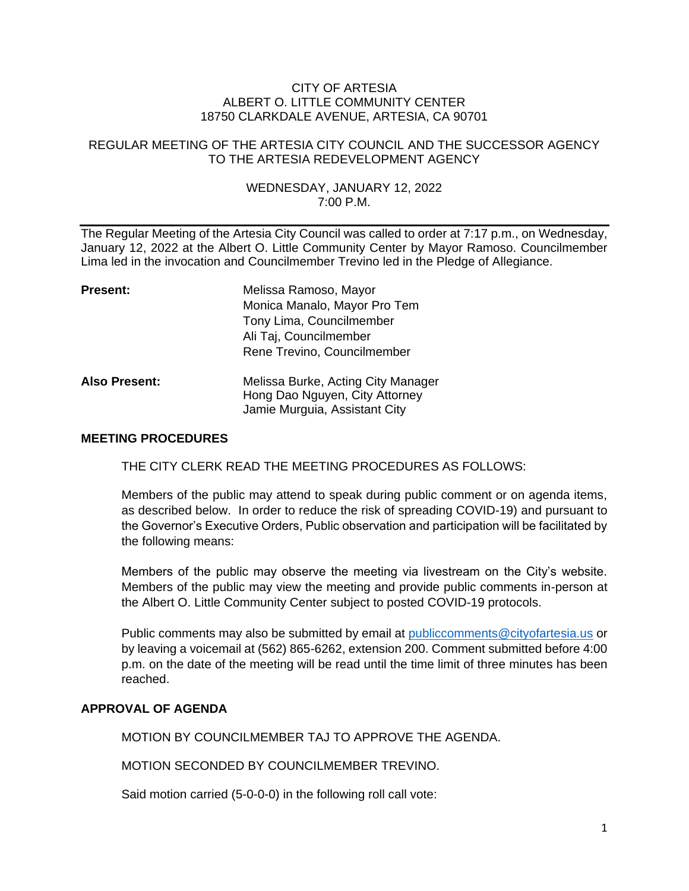CITY OF ARTESIA
ALBERT O. LITTLE COMMUNITY CENTER
18750 CLARKDALE AVENUE, ARTESIA, CA 90701

REGULAR MEETING OF THE ARTESIA CITY COUNCIL AND THE SUCCESSOR AGENCY TO THE ARTESIA REDEVELOPMENT AGENCY

WEDNESDAY, JANUARY 12, 2022
7:00 P.M.

---

The Regular Meeting of the Artesia City Council was called to order at 7:17 p.m., on Wednesday, January 12, 2022 at the Albert O. Little Community Center by Mayor Ramoso. Councilmember Lima led in the invocation and Councilmember Trevino led in the Pledge of Allegiance.

**Present:**
Melissa Ramoso, Mayor
Monica Manalo, Mayor Pro Tem
Tony Lima, Councilmember
Ali Taj, Councilmember
Rene Trevino, Councilmember

**Also Present:**
Melissa Burke, Acting City Manager
Hong Dao Nguyen, City Attorney
Jamie Murguia, Assistant City

**MEETING PROCEDURES**

THE CITY CLERK READ THE MEETING PROCEDURES AS FOLLOWS:

Members of the public may attend to speak during public comment or on agenda items, as described below. In order to reduce the risk of spreading COVID-19) and pursuant to the Governor's Executive Orders, Public observation and participation will be facilitated by the following means:

Members of the public may observe the meeting via livestream on the City's website. Members of the public may view the meeting and provide public comments in-person at the Albert O. Little Community Center subject to posted COVID-19 protocols.

Public comments may also be submitted by email at publiccomments@cityofartesia.us or by leaving a voicemail at (562) 865-6262, extension 200. Comment submitted before 4:00 p.m. on the date of the meeting will be read until the time limit of three minutes has been reached.

**APPROVAL OF AGENDA**

MOTION BY COUNCILMEMBER TAJ TO APPROVE THE AGENDA.

MOTION SECONDED BY COUNCILMEMBER TREVINO.

Said motion carried (5-0-0-0) in the following roll call vote: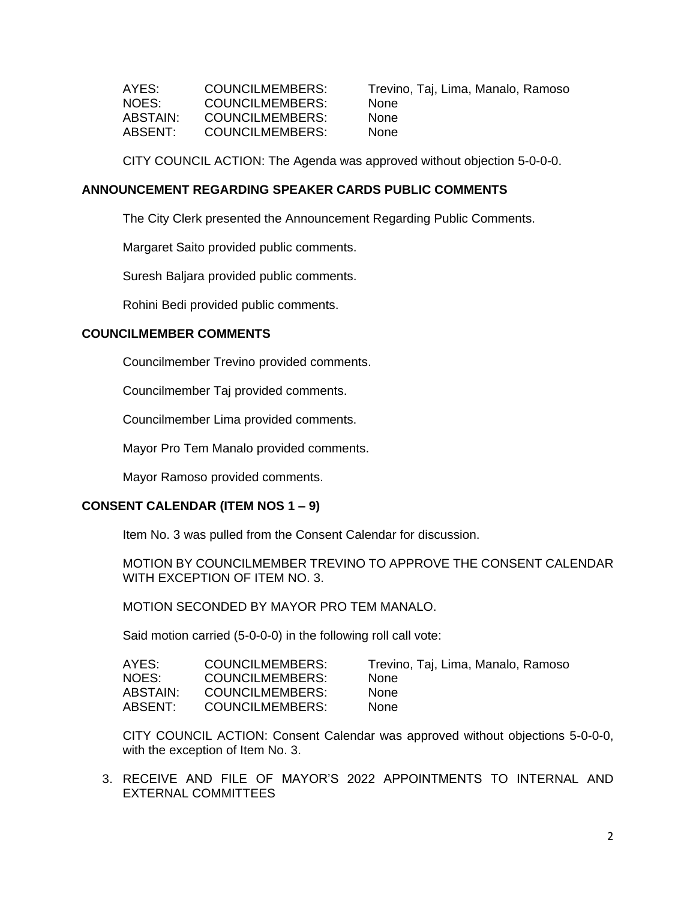| AYES: | COUNCILMEMBERS: | Trevino, Taj, Lima, Manalo, Ramoso |
|---|---|---|
| NOES: | COUNCILMEMBERS: | None |
| ABSTAIN: | COUNCILMEMBERS: | None |
| ABSENT: | COUNCILMEMBERS: | None |

CITY COUNCIL ACTION: The Agenda was approved without objection 5-0-0-0.

**ANNOUNCEMENT REGARDING SPEAKER CARDS PUBLIC COMMENTS**

The City Clerk presented the Announcement Regarding Public Comments.

Margaret Saito provided public comments.

Suresh Baljara provided public comments.

Rohini Bedi provided public comments.

**COUNCILMEMBER COMMENTS**

Councilmember Trevino provided comments.

Councilmember Taj provided comments.

Councilmember Lima provided comments.

Mayor Pro Tem Manalo provided comments.

Mayor Ramoso provided comments.

**CONSENT CALENDAR (ITEM NOS 1 – 9)**

Item No. 3 was pulled from the Consent Calendar for discussion.

MOTION BY COUNCILMEMBER TREVINO TO APPROVE THE CONSENT CALENDAR WITH EXCEPTION OF ITEM NO. 3.

MOTION SECONDED BY MAYOR PRO TEM MANALO.

Said motion carried (5-0-0-0) in the following roll call vote:

| AYES: | COUNCILMEMBERS: | Trevino, Taj, Lima, Manalo, Ramoso |
|---|---|---|
| NOES: | COUNCILMEMBERS: | None |
| ABSTAIN: | COUNCILMEMBERS: | None |
| ABSENT: | COUNCILMEMBERS: | None |

CITY COUNCIL ACTION: Consent Calendar was approved without objections 5-0-0-0, with the exception of Item No. 3.

3. RECEIVE AND FILE OF MAYOR'S 2022 APPOINTMENTS TO INTERNAL AND EXTERNAL COMMITTEES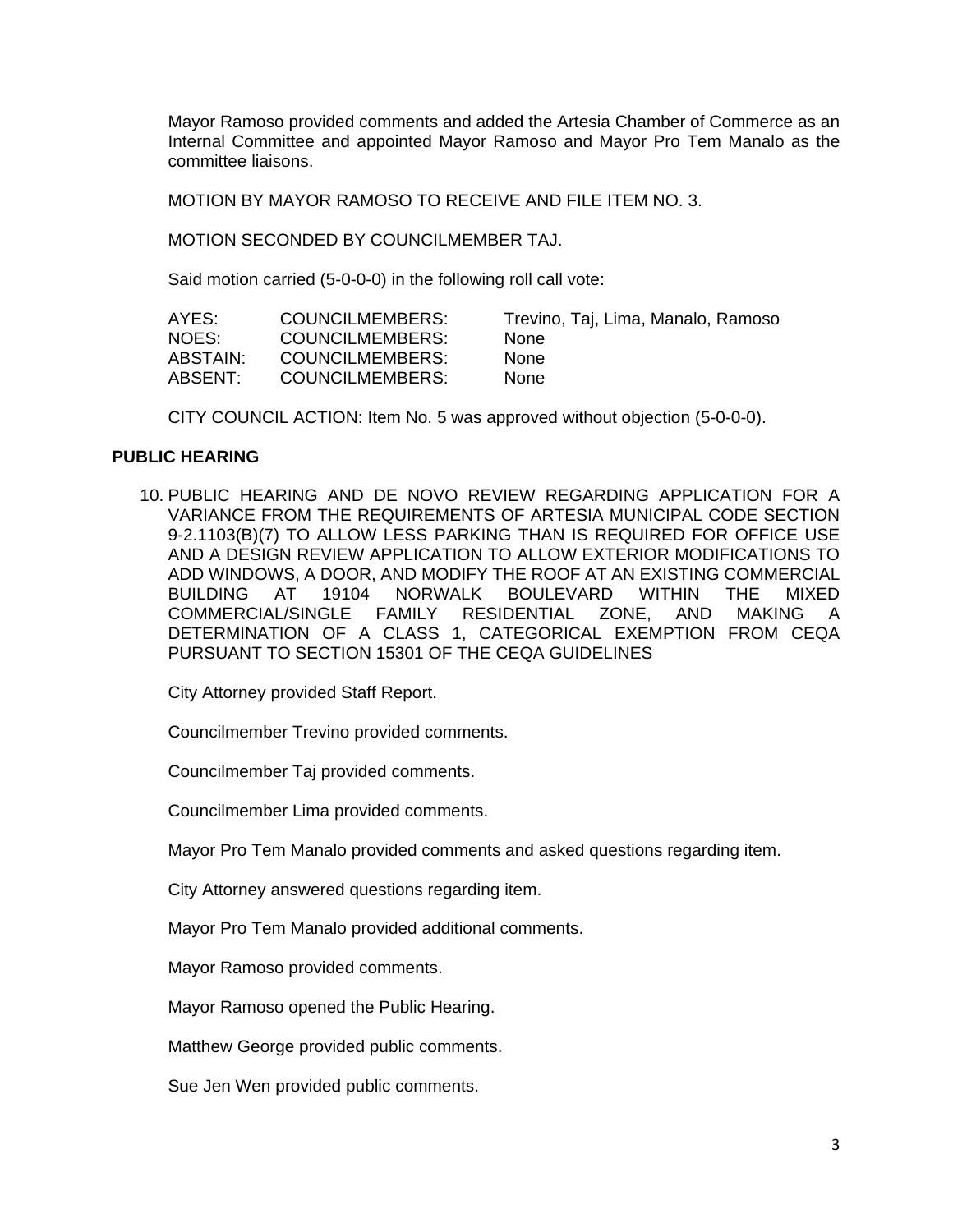Mayor Ramoso provided comments and added the Artesia Chamber of Commerce as an Internal Committee and appointed Mayor Ramoso and Mayor Pro Tem Manalo as the committee liaisons.

MOTION BY MAYOR RAMOSO TO RECEIVE AND FILE ITEM NO. 3.

MOTION SECONDED BY COUNCILMEMBER TAJ.

Said motion carried (5-0-0-0) in the following roll call vote:

| | | |
|---|---|---|
| AYES: | COUNCILMEMBERS: | Trevino, Taj, Lima, Manalo, Ramoso |
| NOES: | COUNCILMEMBERS: | None |
| ABSTAIN: | COUNCILMEMBERS: | None |
| ABSENT: | COUNCILMEMBERS: | None |

CITY COUNCIL ACTION: Item No. 5 was approved without objection (5-0-0-0).

## PUBLIC HEARING

10. PUBLIC HEARING AND DE NOVO REVIEW REGARDING APPLICATION FOR A VARIANCE FROM THE REQUIREMENTS OF ARTESIA MUNICIPAL CODE SECTION 9-2.1103(B)(7) TO ALLOW LESS PARKING THAN IS REQUIRED FOR OFFICE USE AND A DESIGN REVIEW APPLICATION TO ALLOW EXTERIOR MODIFICATIONS TO ADD WINDOWS, A DOOR, AND MODIFY THE ROOF AT AN EXISTING COMMERCIAL BUILDING AT 19104 NORWALK BOULEVARD WITHIN THE MIXED COMMERCIAL/SINGLE FAMILY RESIDENTIAL ZONE, AND MAKING A DETERMINATION OF A CLASS 1, CATEGORICAL EXEMPTION FROM CEQA PURSUANT TO SECTION 15301 OF THE CEQA GUIDELINES

    City Attorney provided Staff Report.

    Councilmember Trevino provided comments.

    Councilmember Taj provided comments.

    Councilmember Lima provided comments.

    Mayor Pro Tem Manalo provided comments and asked questions regarding item.

    City Attorney answered questions regarding item.

    Mayor Pro Tem Manalo provided additional comments.

    Mayor Ramoso provided comments.

    Mayor Ramoso opened the Public Hearing.

    Matthew George provided public comments.

    Sue Jen Wen provided public comments.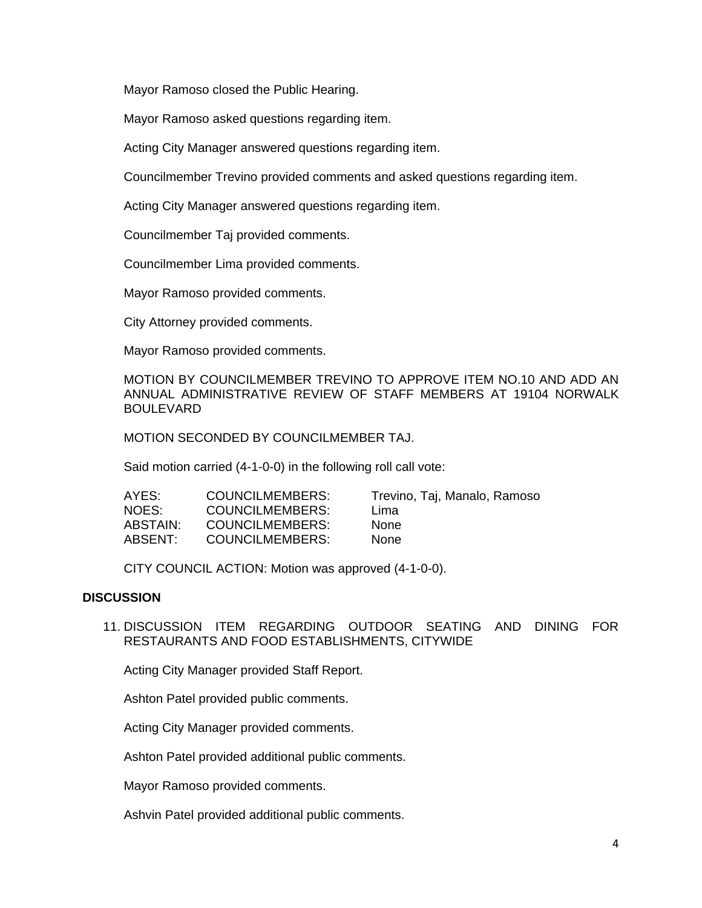Mayor Ramoso closed the Public Hearing.

Mayor Ramoso asked questions regarding item.

Acting City Manager answered questions regarding item.

Councilmember Trevino provided comments and asked questions regarding item.

Acting City Manager answered questions regarding item.

Councilmember Taj provided comments.

Councilmember Lima provided comments.

Mayor Ramoso provided comments.

City Attorney provided comments.

Mayor Ramoso provided comments.

MOTION BY COUNCILMEMBER TREVINO TO APPROVE ITEM NO.10 AND ADD AN ANNUAL ADMINISTRATIVE REVIEW OF STAFF MEMBERS AT 19104 NORWALK BOULEVARD

MOTION SECONDED BY COUNCILMEMBER TAJ.

Said motion carried (4-1-0-0) in the following roll call vote:

| | | |
|---|---|---|
| AYES: | COUNCILMEMBERS: | Trevino, Taj, Manalo, Ramoso |
| NOES: | COUNCILMEMBERS: | Lima |
| ABSTAIN: | COUNCILMEMBERS: | None |
| ABSENT: | COUNCILMEMBERS: | None |

CITY COUNCIL ACTION: Motion was approved (4-1-0-0).

**DISCUSSION**

11. DISCUSSION ITEM REGARDING OUTDOOR SEATING AND DINING FOR RESTAURANTS AND FOOD ESTABLISHMENTS, CITYWIDE

Acting City Manager provided Staff Report.

Ashton Patel provided public comments.

Acting City Manager provided comments.

Ashton Patel provided additional public comments.

Mayor Ramoso provided comments.

Ashvin Patel provided additional public comments.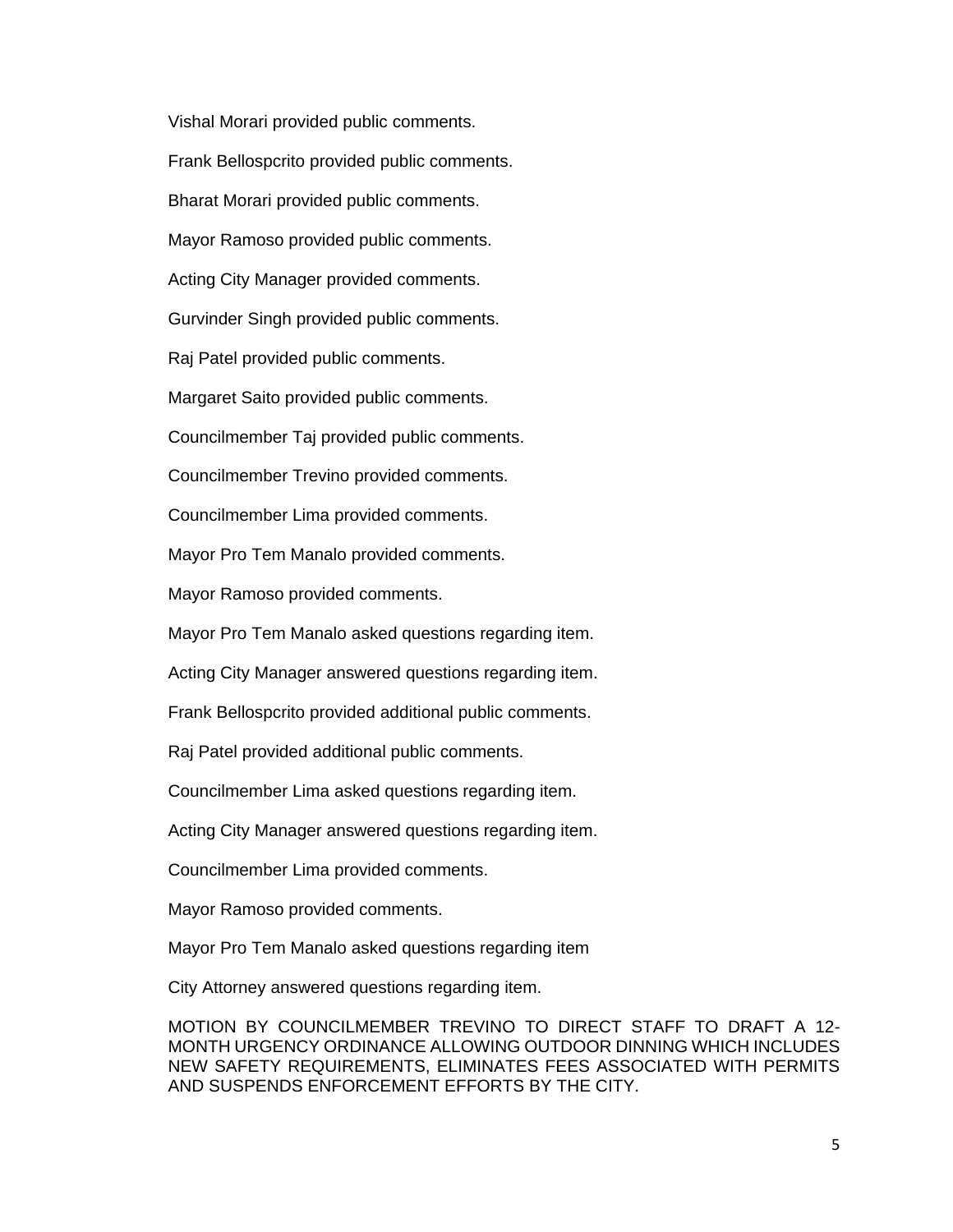Vishal Morari provided public comments.

Frank Bellospcrito provided public comments.

Bharat Morari provided public comments.

Mayor Ramoso provided public comments.

Acting City Manager provided comments.

Gurvinder Singh provided public comments.

Raj Patel provided public comments.

Margaret Saito provided public comments.

Councilmember Taj provided public comments.

Councilmember Trevino provided comments.

Councilmember Lima provided comments.

Mayor Pro Tem Manalo provided comments.

Mayor Ramoso provided comments.

Mayor Pro Tem Manalo asked questions regarding item.

Acting City Manager answered questions regarding item.

Frank Bellospcrito provided additional public comments.

Raj Patel provided additional public comments.

Councilmember Lima asked questions regarding item.

Acting City Manager answered questions regarding item.

Councilmember Lima provided comments.

Mayor Ramoso provided comments.

Mayor Pro Tem Manalo asked questions regarding item

City Attorney answered questions regarding item.

MOTION BY COUNCILMEMBER TREVINO TO DIRECT STAFF TO DRAFT A 12-MONTH URGENCY ORDINANCE ALLOWING OUTDOOR DINNING WHICH INCLUDES NEW SAFETY REQUIREMENTS, ELIMINATES FEES ASSOCIATED WITH PERMITS AND SUSPENDS ENFORCEMENT EFFORTS BY THE CITY.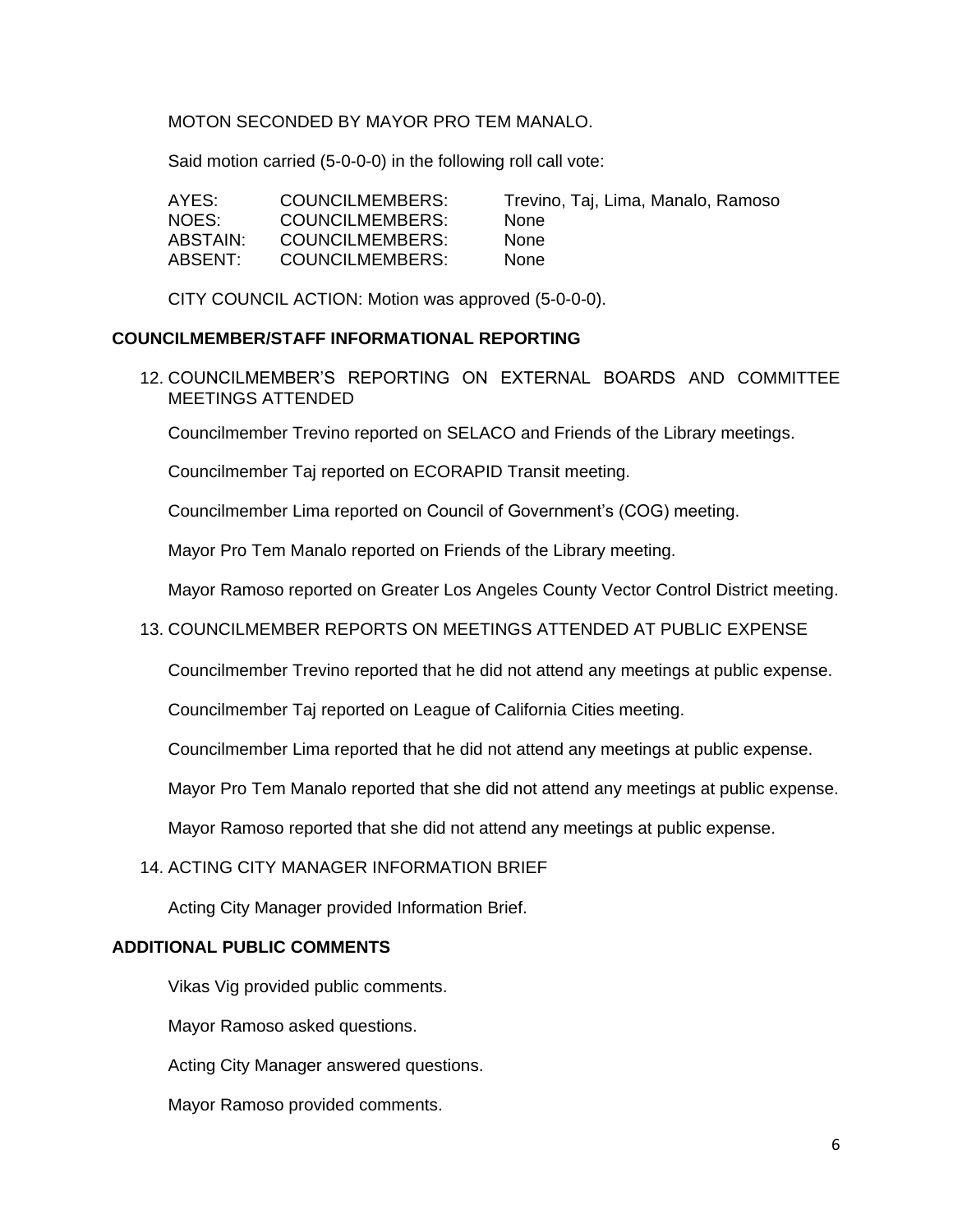MOTON SECONDED BY MAYOR PRO TEM MANALO.

Said motion carried (5-0-0-0) in the following roll call vote:

| | | |
|---|---|---|
| AYES: | COUNCILMEMBERS: | Trevino, Taj, Lima, Manalo, Ramoso |
| NOES: | COUNCILMEMBERS: | None |
| ABSTAIN: | COUNCILMEMBERS: | None |
| ABSENT: | COUNCILMEMBERS: | None |

CITY COUNCIL ACTION: Motion was approved (5-0-0-0).

**COUNCILMEMBER/STAFF INFORMATIONAL REPORTING**

12. COUNCILMEMBER'S REPORTING ON EXTERNAL BOARDS AND COMMITTEE MEETINGS ATTENDED

    Councilmember Trevino reported on SELACO and Friends of the Library meetings.

    Councilmember Taj reported on ECORAPID Transit meeting.

    Councilmember Lima reported on Council of Government's (COG) meeting.

    Mayor Pro Tem Manalo reported on Friends of the Library meeting.

    Mayor Ramoso reported on Greater Los Angeles County Vector Control District meeting.

13. COUNCILMEMBER REPORTS ON MEETINGS ATTENDED AT PUBLIC EXPENSE

    Councilmember Trevino reported that he did not attend any meetings at public expense.

    Councilmember Taj reported on League of California Cities meeting.

    Councilmember Lima reported that he did not attend any meetings at public expense.

    Mayor Pro Tem Manalo reported that she did not attend any meetings at public expense.

    Mayor Ramoso reported that she did not attend any meetings at public expense.

14. ACTING CITY MANAGER INFORMATION BRIEF

    Acting City Manager provided Information Brief.

**ADDITIONAL PUBLIC COMMENTS**

Vikas Vig provided public comments.

Mayor Ramoso asked questions.

Acting City Manager answered questions.

Mayor Ramoso provided comments.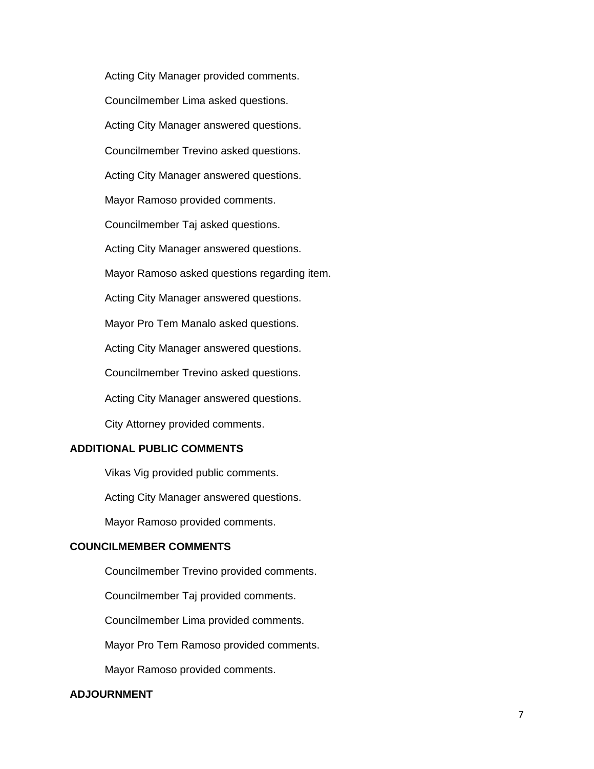Acting City Manager provided comments.

Councilmember Lima asked questions.

Acting City Manager answered questions.

Councilmember Trevino asked questions.

Acting City Manager answered questions.

Mayor Ramoso provided comments.

Councilmember Taj asked questions.

Acting City Manager answered questions.

Mayor Ramoso asked questions regarding item.

Acting City Manager answered questions.

Mayor Pro Tem Manalo asked questions.

Acting City Manager answered questions.

Councilmember Trevino asked questions.

Acting City Manager answered questions.

City Attorney provided comments.

**ADDITIONAL PUBLIC COMMENTS**

Vikas Vig provided public comments.

Acting City Manager answered questions.

Mayor Ramoso provided comments.

**COUNCILMEMBER COMMENTS**

Councilmember Trevino provided comments.

Councilmember Taj provided comments.

Councilmember Lima provided comments.

Mayor Pro Tem Ramoso provided comments.

Mayor Ramoso provided comments.

**ADJOURNMENT**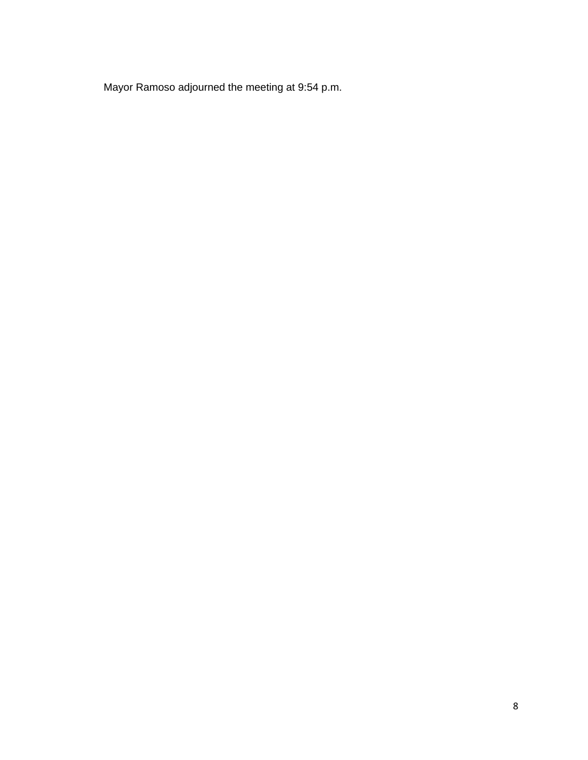Mayor Ramoso adjourned the meeting at 9:54 p.m.